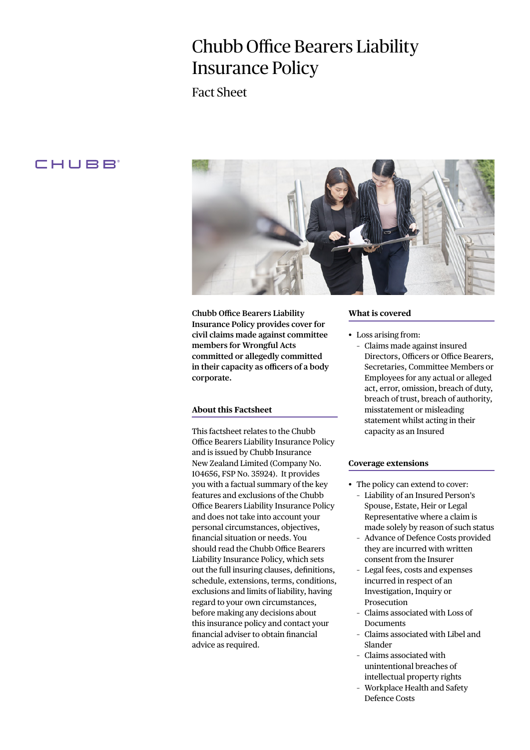# Chubb Office Bearers Liability Insurance Policy

Fact Sheet

**Chubb Office Bearers Liability Insurance Policy provides cover for civil claims made against committee members for Wrongful Acts committed or allegedly committed in their capacity as officers of a body corporate.**

## About this Factsheet

This factsheet relates to the Chubb Office Bearers Liability Insurance Policy and is issued by Chubb Insurance New Zealand Limited (Company No. 104656, FSP No. 35924). It provides you with a factual summary of the key features and exclusions of the Chubb Office Bearers Liability Insurance Policy and does not take into account your personal circumstances, objectives, financial situation or needs. You should read the Chubb Office Bearers Liability Insurance Policy, which sets out the full insuring clauses, definitions, schedule, extensions, terms, conditions, exclusions and limits of liability, having regard to your own circumstances, before making any decisions about this insurance policy and contact your financial adviser to obtain financial advice as required.

## What is covered

- Loss arising from:
  - Claims made against insured Directors, Officers or Office Bearers, Secretaries, Committee Members or Employees for any actual or alleged act, error, omission, breach of duty, breach of trust, breach of authority, misstatement or misleading statement whilst acting in their capacity as an Insured

## Coverage extensions

- The policy can extend to cover:
  - Liability of an Insured Person's Spouse, Estate, Heir or Legal Representative where a claim is made solely by reason of such status
  - Advance of Defence Costs provided they are incurred with written consent from the Insurer
  - Legal fees, costs and expenses incurred in respect of an Investigation, Inquiry or Prosecution
  - Claims associated with Loss of Documents
  - Claims associated with Libel and Slander
  - Claims associated with unintentional breaches of intellectual property rights
  - Workplace Health and Safety Defence Costs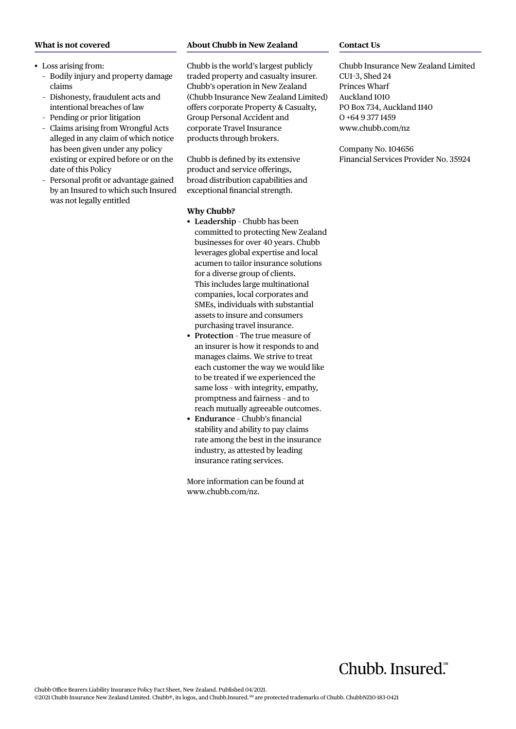## What is not covered

- Loss arising from:
  - Bodily injury and property damage claims
  - Dishonesty, fraudulent acts and intentional breaches of law
  - Pending or prior litigation
  - Claims arising from Wrongful Acts alleged in any claim of which notice has been given under any policy existing or expired before or on the date of this Policy
  - Personal profit or advantage gained by an Insured to which such Insured was not legally entitled

## About Chubb in New Zealand

Chubb is the world's largest publicly traded property and casualty insurer. Chubb's operation in New Zealand (Chubb Insurance New Zealand Limited) offers corporate Property & Casualty, Group Personal Accident and corporate Travel Insurance products through brokers.

Chubb is defined by its extensive product and service offerings, broad distribution capabilities and exceptional financial strength.

**Why Chubb?**

- **Leadership** – Chubb has been committed to protecting New Zealand businesses for over 40 years. Chubb leverages global expertise and local acumen to tailor insurance solutions for a diverse group of clients. This includes large multinational companies, local corporates and SMEs, individuals with substantial assets to insure and consumers purchasing travel insurance.
- **Protection** – The true measure of an insurer is how it responds to and manages claims. We strive to treat each customer the way we would like to be treated if we experienced the same loss – with integrity, empathy, promptness and fairness – and to reach mutually agreeable outcomes.
- **Endurance** – Chubb's financial stability and ability to pay claims rate among the best in the insurance industry, as attested by leading insurance rating services.

More information can be found at www.chubb.com/nz.

## Contact Us

Chubb Insurance New Zealand Limited
CU1-3, Shed 24
Princes Wharf
Auckland 1010
PO Box 734, Auckland 1140
O +64 9 377 1459
www.chubb.com/nz

Company No. 104656
Financial Services Provider No. 35924

Chubb. Insured.℠

Chubb Office Bearers Liability Insurance Policy Fact Sheet, New Zealand. Published 04/2021.
©2021 Chubb Insurance New Zealand Limited. Chubb®, its logos, and Chubb.Insured.℠ are protected trademarks of Chubb. ChubbNZ10-183-0421